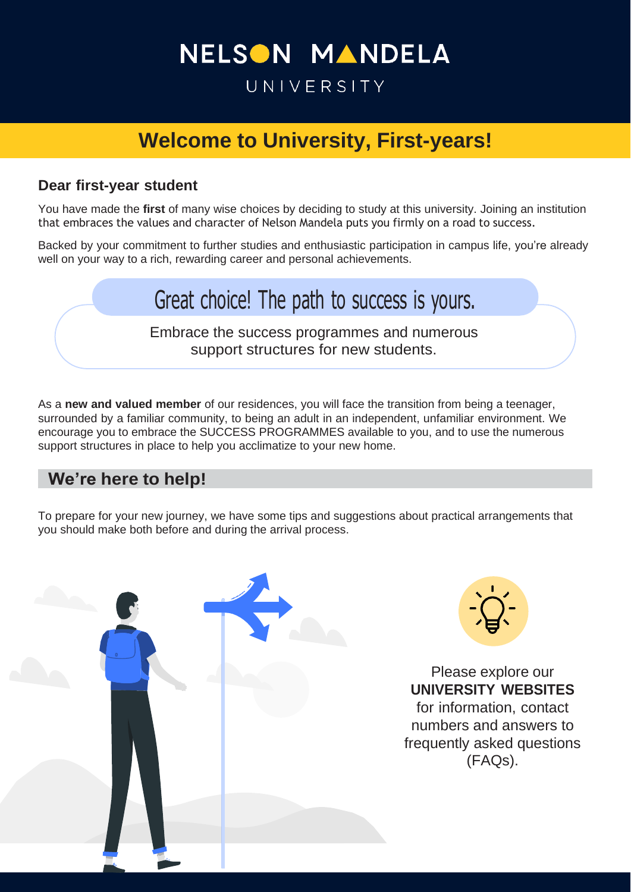# NELSON MANDELA UNIVERSITY

## Welcome to University, First-years!

### Dear first-year student

You have made the **first** of many wise choices by deciding to study at this university. Joining an institution that embraces the values and character of Nelson Mandela puts you firmly on a road to success.

Backed by your commitment to further studies and enthusiastic participation in campus life, you're already well on your way to a rich, rewarding career and personal achievements.

**Great choice! The path to success is yours.**

Embrace the success programmes and numerous support structures for new students.

As a **new and valued member** of our residences, you will face the transition from being a teenager, surrounded by a familiar community, to being an adult in an independent, unfamiliar environment. We encourage you to embrace the SUCCESS PROGRAMMES available to you, and to use the numerous support structures in place to help you acclimatize to your new home.

## We're here to help!

To prepare for your new journey, we have some tips and suggestions about practical arrangements that you should make both before and during the arrival process.

Please explore our **UNIVERSITY WEBSITES** for information, contact numbers and answers to frequently asked questions (FAQs).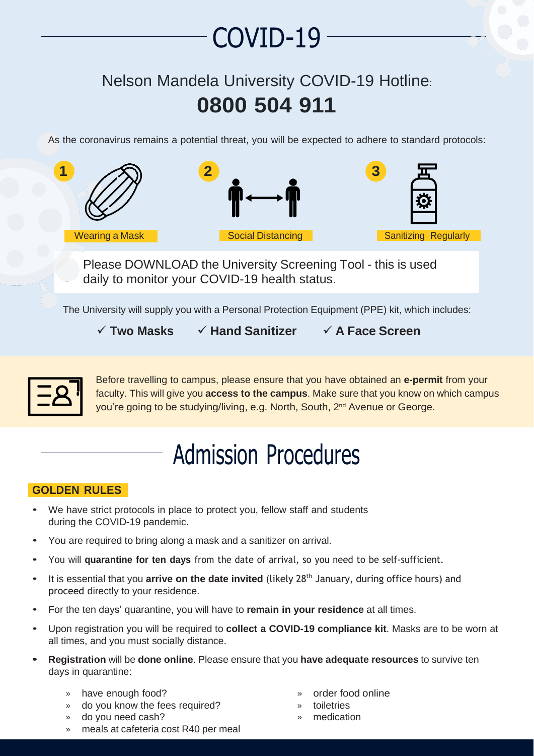# COVID-19

## Nelson Mandela University COVID-19 Hotline:

## 0800 504 911

As the coronavirus remains a potential threat, you will be expected to adhere to standard protocols:

1. Wearing a Mask
2. Social Distancing
3. Sanitizing Regularly

Please DOWNLOAD the University Screening Tool - this is used daily to monitor your COVID-19 health status.

The University will supply you with a Personal Protection Equipment (PPE) kit, which includes:

✓ **Two Masks** ✓ **Hand Sanitizer** ✓ **A Face Screen**

Before travelling to campus, please ensure that you have obtained an **e-permit** from your faculty. This will give you **access to the campus**. Make sure that you know on which campus you're going to be studying/living, e.g. North, South, 2nd Avenue or George.

# Admission Procedures

**GOLDEN RULES**

- We have strict protocols in place to protect you, fellow staff and students during the COVID-19 pandemic.
- You are required to bring along a mask and a sanitizer on arrival.
- You will **quarantine for ten days** from the date of arrival, so you need to be self-sufficient.
- It is essential that you **arrive on the date invited** (likely 28th January, during office hours) and proceed directly to your residence.
- For the ten days' quarantine, you will have to **remain in your residence** at all times.
- Upon registration you will be required to **collect a COVID-19 compliance kit**. Masks are to be worn at all times, and you must socially distance.
- **Registration** will be **done online**. Please ensure that you **have adequate resources** to survive ten days in quarantine:
  - have enough food?
  - do you know the fees required?
  - do you need cash?
  - meals at cafeteria cost R40 per meal
  - order food online
  - toiletries
  - medication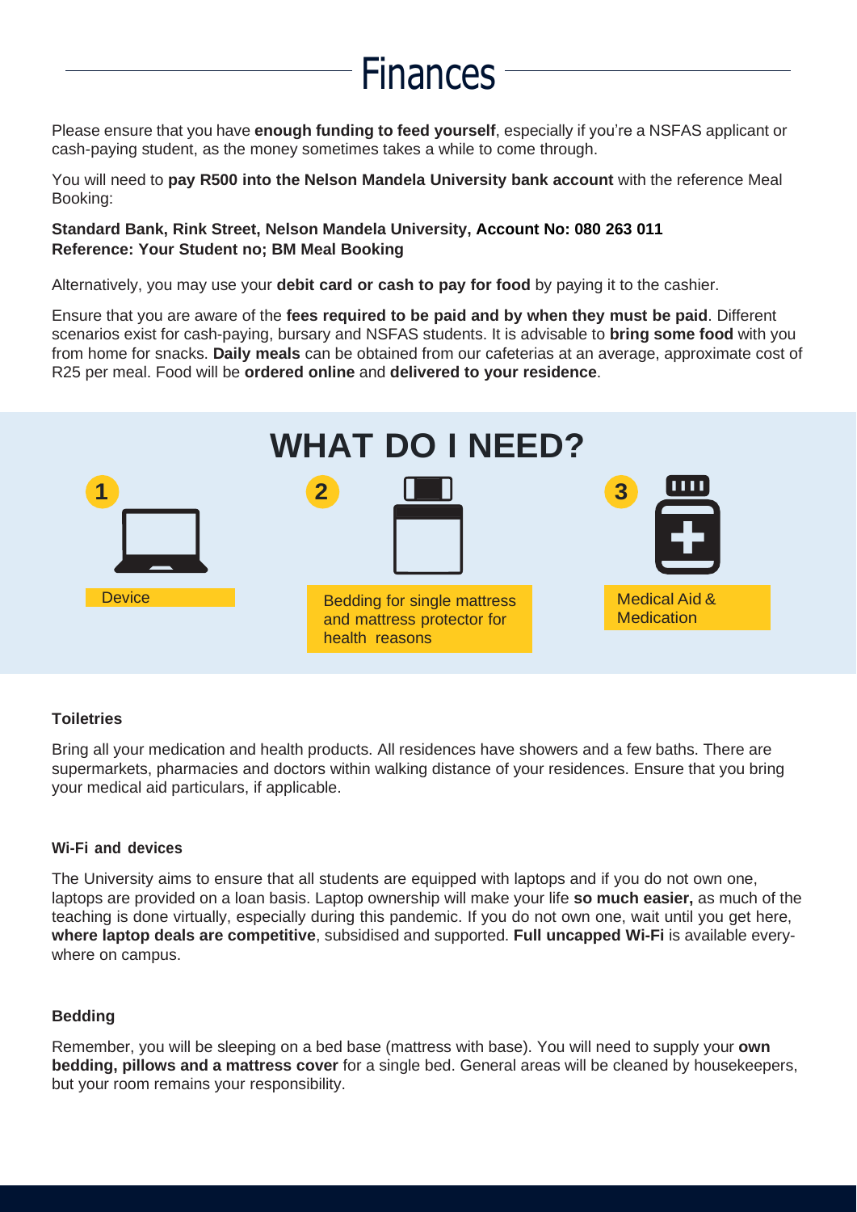# Finances

Please ensure that you have **enough funding to feed yourself**, especially if you're a NSFAS applicant or cash-paying student, as the money sometimes takes a while to come through.

You will need to **pay R500 into the Nelson Mandela University bank account** with the reference Meal Booking:

**Standard Bank, Rink Street, Nelson Mandela University, Account No: 080 263 011**
**Reference: Your Student no; BM Meal Booking**

Alternatively, you may use your **debit card or cash to pay for food** by paying it to the cashier.

Ensure that you are aware of the **fees required to be paid and by when they must be paid**. Different scenarios exist for cash-paying, bursary and NSFAS students. It is advisable to **bring some food** with you from home for snacks. **Daily meals** can be obtained from our cafeterias at an average, approximate cost of R25 per meal. Food will be **ordered online** and **delivered to your residence**.

## WHAT DO I NEED?

1. Device
2. Bedding for single mattress and mattress protector for health reasons
3. Medical Aid & Medication

### Toiletries

Bring all your medication and health products. All residences have showers and a few baths. There are supermarkets, pharmacies and doctors within walking distance of your residences. Ensure that you bring your medical aid particulars, if applicable.

### Wi-Fi and devices

The University aims to ensure that all students are equipped with laptops and if you do not own one, laptops are provided on a loan basis. Laptop ownership will make your life **so much easier,** as much of the teaching is done virtually, especially during this pandemic. If you do not own one, wait until you get here, **where laptop deals are competitive**, subsidised and supported. **Full uncapped Wi-Fi** is available everywhere on campus.

### Bedding

Remember, you will be sleeping on a bed base (mattress with base). You will need to supply your **own bedding, pillows and a mattress cover** for a single bed. General areas will be cleaned by housekeepers, but your room remains your responsibility.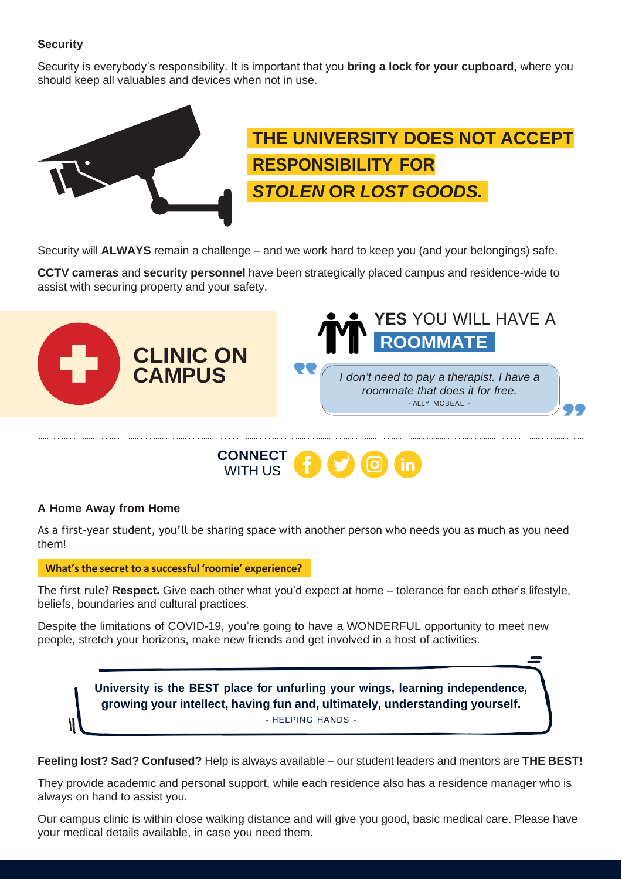## Security

Security is everybody's responsibility. It is important that you **bring a lock for your cupboard,** where you should keep all valuables and devices when not in use.

**THE UNIVERSITY DOES NOT ACCEPT RESPONSIBILITY FOR *STOLEN* OR *LOST GOODS.***

Security will **ALWAYS** remain a challenge – and we work hard to keep you (and your belongings) safe.

**CCTV cameras** and **security personnel** have been strategically placed campus and residence-wide to assist with securing property and your safety.

**CLINIC ON CAMPUS**

**YES** YOU WILL HAVE A **ROOMMATE**

> *I don't need to pay a therapist. I have a roommate that does it for free.*
> - ALLY MCBEAL -

**CONNECT** WITH US

## A Home Away from Home

As a first-year student, you'll be sharing space with another person who needs you as much as you need them!

**What's the secret to a successful 'roomie' experience?**

The first rule? **Respect.** Give each other what you'd expect at home – tolerance for each other's lifestyle, beliefs, boundaries and cultural practices.

Despite the limitations of COVID-19, you're going to have a WONDERFUL opportunity to meet new people, stretch your horizons, make new friends and get involved in a host of activities.

> **University is the BEST place for unfurling your wings, learning independence, growing your intellect, having fun and, ultimately, understanding yourself.**
> - HELPING HANDS -

**Feeling lost? Sad? Confused?** Help is always available – our student leaders and mentors are **THE BEST!**

They provide academic and personal support, while each residence also has a residence manager who is always on hand to assist you.

Our campus clinic is within close walking distance and will give you good, basic medical care. Please have your medical details available, in case you need them.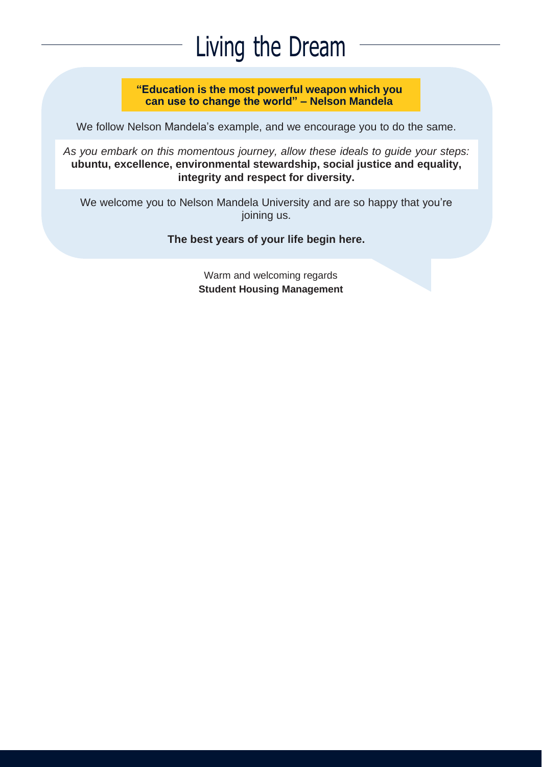# Living the Dream

**"Education is the most powerful weapon which you can use to change the world" – Nelson Mandela**

We follow Nelson Mandela's example, and we encourage you to do the same.

*As you embark on this momentous journey, allow these ideals to guide your steps:* **ubuntu, excellence, environmental stewardship, social justice and equality, integrity and respect for diversity.**

We welcome you to Nelson Mandela University and are so happy that you're joining us.

**The best years of your life begin here.**

Warm and welcoming regards
**Student Housing Management**